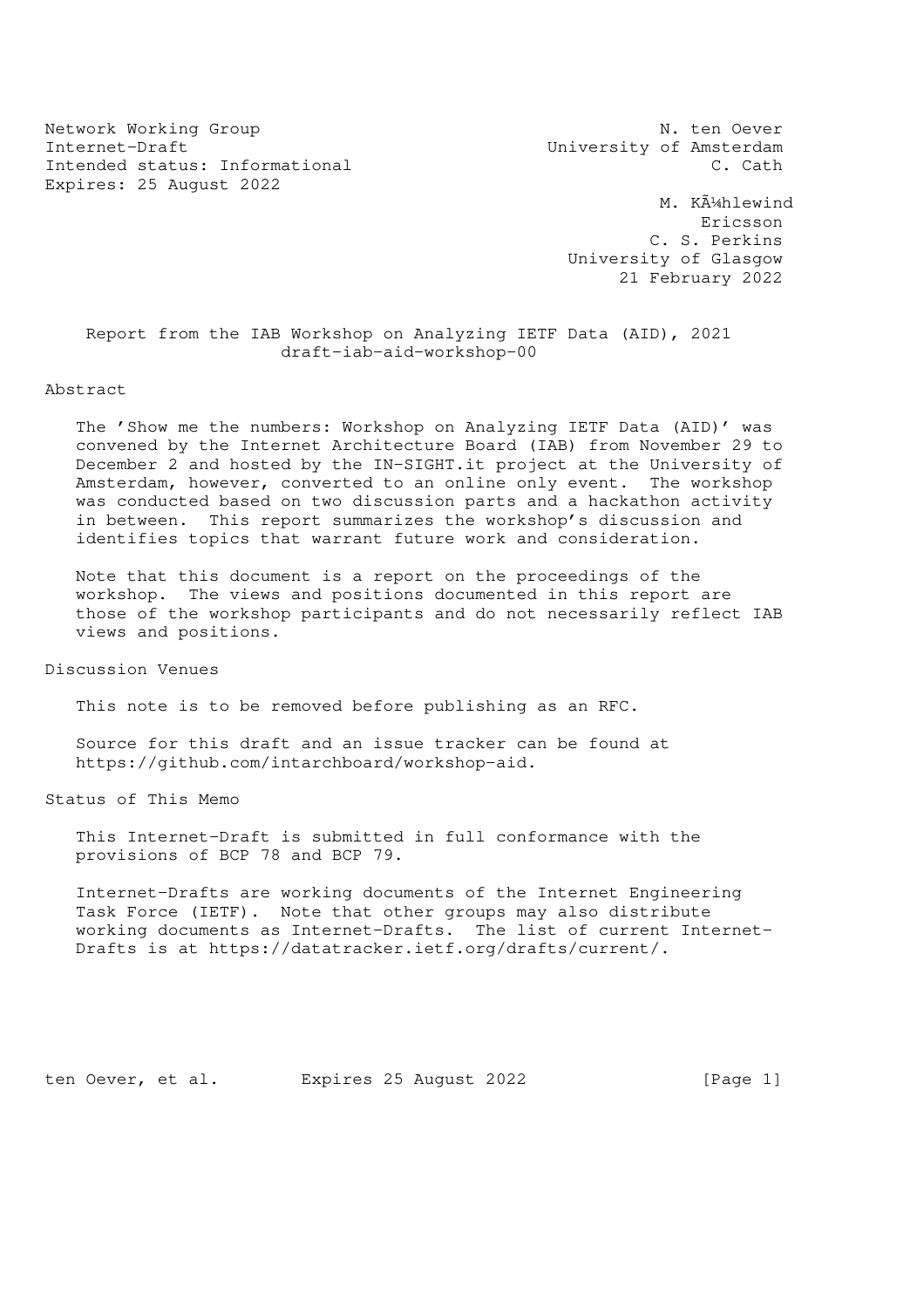Network Working Group N. ten Oever
Internet-Draft University of Amsterdam
Intended status: Informational C. Cath
Expires: 25 August 2022

M. KÃ¼hlewind
Ericsson
C. S. Perkins
University of Glasgow
21 February 2022

# Report from the IAB Workshop on Analyzing IETF Data (AID), 2021
draft-iab-aid-workshop-00

## Abstract

The 'Show me the numbers: Workshop on Analyzing IETF Data (AID)' was convened by the Internet Architecture Board (IAB) from November 29 to December 2 and hosted by the IN-SIGHT.it project at the University of Amsterdam, however, converted to an online only event. The workshop was conducted based on two discussion parts and a hackathon activity in between. This report summarizes the workshop's discussion and identifies topics that warrant future work and consideration.

Note that this document is a report on the proceedings of the workshop. The views and positions documented in this report are those of the workshop participants and do not necessarily reflect IAB views and positions.

## Discussion Venues

This note is to be removed before publishing as an RFC.

Source for this draft and an issue tracker can be found at https://github.com/intarchboard/workshop-aid.

## Status of This Memo

This Internet-Draft is submitted in full conformance with the provisions of BCP 78 and BCP 79.

Internet-Drafts are working documents of the Internet Engineering Task Force (IETF). Note that other groups may also distribute working documents as Internet-Drafts. The list of current Internet-Drafts is at https://datatracker.ietf.org/drafts/current/.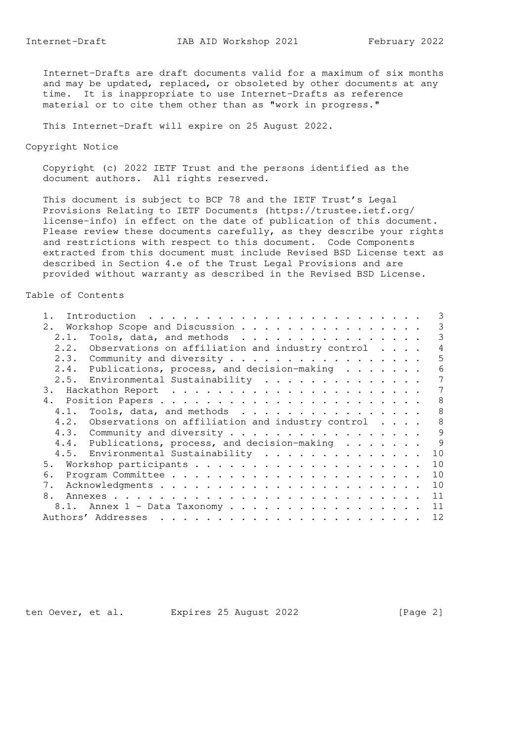Internet-Drafts are draft documents valid for a maximum of six months and may be updated, replaced, or obsoleted by other documents at any time. It is inappropriate to use Internet-Drafts as reference material or to cite them other than as "work in progress."

This Internet-Draft will expire on 25 August 2022.

## Copyright Notice

Copyright (c) 2022 IETF Trust and the persons identified as the document authors. All rights reserved.

This document is subject to BCP 78 and the IETF Trust's Legal Provisions Relating to IETF Documents (https://trustee.ietf.org/license-info) in effect on the date of publication of this document. Please review these documents carefully, as they describe your rights and restrictions with respect to this document. Code Components extracted from this document must include Revised BSD License text as described in Section 4.e of the Trust Legal Provisions and are provided without warranty as described in the Revised BSD License.

## Table of Contents

```
   1.  Introduction  . . . . . . . . . . . . . . . . . . . . . . . .   3
   2.  Workshop Scope and Discussion . . . . . . . . . . . . . . . .   3
     2.1.  Tools, data, and methods  . . . . . . . . . . . . . . . .   3
     2.2.  Observations on affiliation and industry control  . . . .   4
     2.3.  Community and diversity . . . . . . . . . . . . . . . . .   5
     2.4.  Publications, process, and decision-making  . . . . . . .   6
     2.5.  Environmental Sustainability  . . . . . . . . . . . . . .   7
   3.  Hackathon Report  . . . . . . . . . . . . . . . . . . . . . .   7
   4.  Position Papers . . . . . . . . . . . . . . . . . . . . . . .   8
     4.1.  Tools, data, and methods  . . . . . . . . . . . . . . . .   8
     4.2.  Observations on affiliation and industry control  . . . .   8
     4.3.  Community and diversity . . . . . . . . . . . . . . . . .   9
     4.4.  Publications, process, and decision-making  . . . . . . .   9
     4.5.  Environmental Sustainability  . . . . . . . . . . . . . .  10
   5.  Workshop participants . . . . . . . . . . . . . . . . . . . .  10
   6.  Program Committee . . . . . . . . . . . . . . . . . . . . . .  10
   7.  Acknowledgments . . . . . . . . . . . . . . . . . . . . . . .  10
   8.  Annexes . . . . . . . . . . . . . . . . . . . . . . . . . . .  11
     8.1.  Annex 1 - Data Taxonomy . . . . . . . . . . . . . . . . .  11
   Authors' Addresses  . . . . . . . . . . . . . . . . . . . . . . .  12
```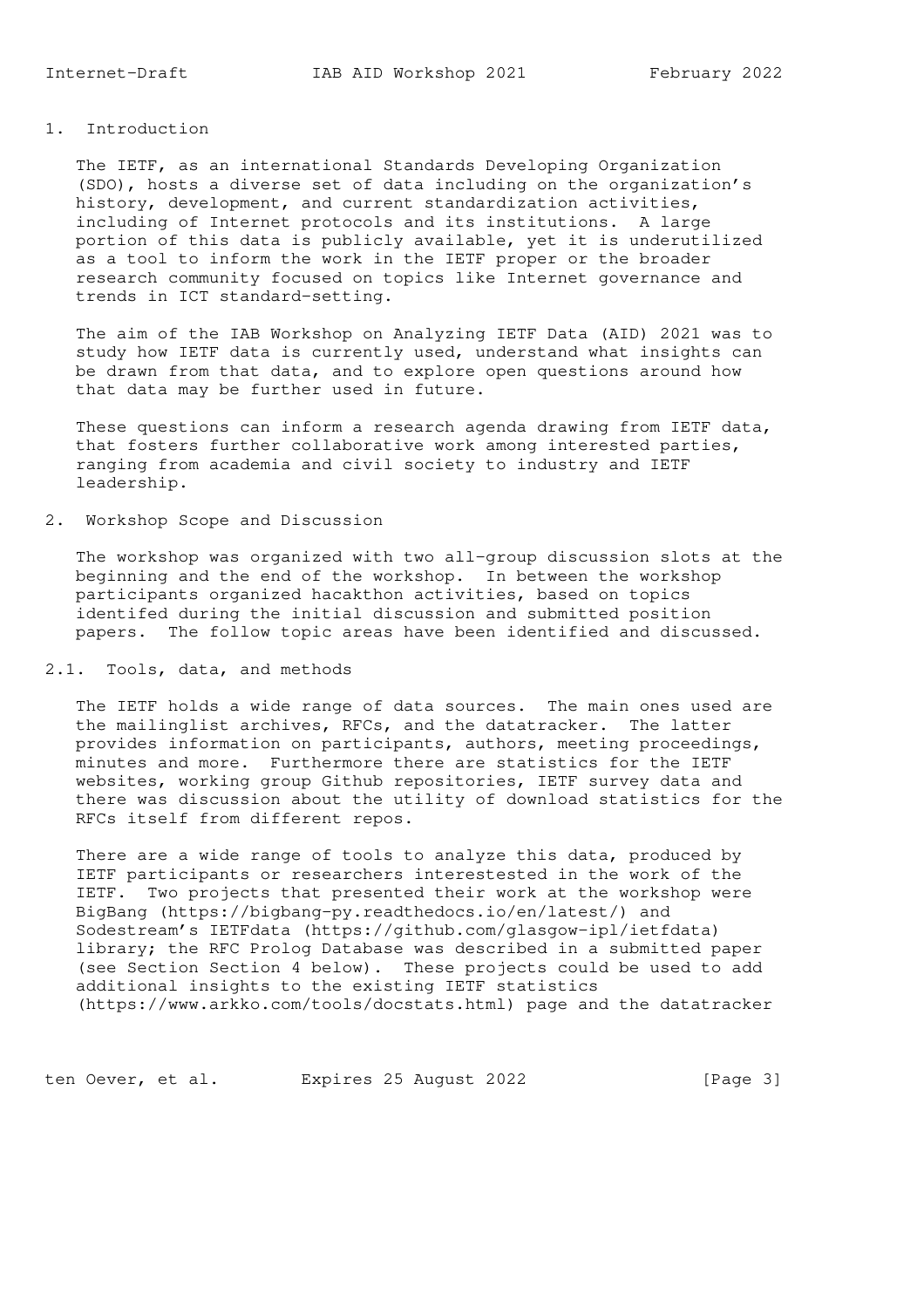# 1. Introduction

The IETF, as an international Standards Developing Organization (SDO), hosts a diverse set of data including on the organization's history, development, and current standardization activities, including of Internet protocols and its institutions. A large portion of this data is publicly available, yet it is underutilized as a tool to inform the work in the IETF proper or the broader research community focused on topics like Internet governance and trends in ICT standard-setting.

The aim of the IAB Workshop on Analyzing IETF Data (AID) 2021 was to study how IETF data is currently used, understand what insights can be drawn from that data, and to explore open questions around how that data may be further used in future.

These questions can inform a research agenda drawing from IETF data, that fosters further collaborative work among interested parties, ranging from academia and civil society to industry and IETF leadership.

# 2. Workshop Scope and Discussion

The workshop was organized with two all-group discussion slots at the beginning and the end of the workshop. In between the workshop participants organized hacakthon activities, based on topics identifed during the initial discussion and submitted position papers. The follow topic areas have been identified and discussed.

## 2.1. Tools, data, and methods

The IETF holds a wide range of data sources. The main ones used are the mailinglist archives, RFCs, and the datatracker. The latter provides information on participants, authors, meeting proceedings, minutes and more. Furthermore there are statistics for the IETF websites, working group Github repositories, IETF survey data and there was discussion about the utility of download statistics for the RFCs itself from different repos.

There are a wide range of tools to analyze this data, produced by IETF participants or researchers interestested in the work of the IETF. Two projects that presented their work at the workshop were BigBang (https://bigbang-py.readthedocs.io/en/latest/) and Sodestream's IETFdata (https://github.com/glasgow-ipl/ietfdata) library; the RFC Prolog Database was described in a submitted paper (see Section Section 4 below). These projects could be used to add additional insights to the existing IETF statistics (https://www.arkko.com/tools/docstats.html) page and the datatracker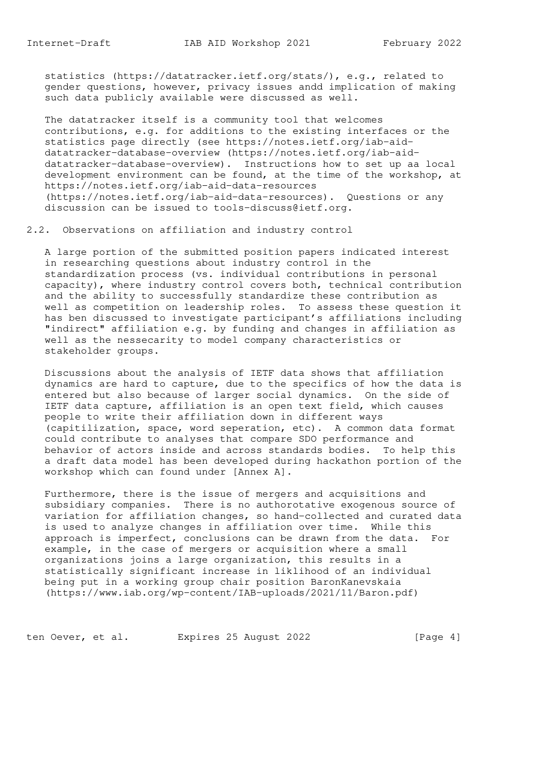statistics (https://datatracker.ietf.org/stats/), e.g., related to gender questions, however, privacy issues andd implication of making such data publicly available were discussed as well.

The datatracker itself is a community tool that welcomes contributions, e.g. for additions to the existing interfaces or the statistics page directly (see https://notes.ietf.org/iab-aid-datatracker-database-overview (https://notes.ietf.org/iab-aid-datatracker-database-overview). Instructions how to set up aa local development environment can be found, at the time of the workshop, at https://notes.ietf.org/iab-aid-data-resources (https://notes.ietf.org/iab-aid-data-resources). Questions or any discussion can be issued to tools-discuss@ietf.org.

## 2.2. Observations on affiliation and industry control

A large portion of the submitted position papers indicated interest in researching questions about industry control in the standardization process (vs. individual contributions in personal capacity), where industry control covers both, technical contribution and the ability to successfully standardize these contribution as well as competition on leadership roles. To assess these question it has ben discussed to investigate participant's affiliations including "indirect" affiliation e.g. by funding and changes in affiliation as well as the nessecarity to model company characteristics or stakeholder groups.

Discussions about the analysis of IETF data shows that affiliation dynamics are hard to capture, due to the specifics of how the data is entered but also because of larger social dynamics. On the side of IETF data capture, affiliation is an open text field, which causes people to write their affiliation down in different ways (capitilization, space, word seperation, etc). A common data format could contribute to analyses that compare SDO performance and behavior of actors inside and across standards bodies. To help this a draft data model has been developed during hackathon portion of the workshop which can found under [Annex A].

Furthermore, there is the issue of mergers and acquisitions and subsidiary companies. There is no authorotative exogenous source of variation for affiliation changes, so hand-collected and curated data is used to analyze changes in affiliation over time. While this approach is imperfect, conclusions can be drawn from the data. For example, in the case of mergers or acquisition where a small organizations joins a large organization, this results in a statistically significant increase in liklihood of an individual being put in a working group chair position BaronKanevskaia (https://www.iab.org/wp-content/IAB-uploads/2021/11/Baron.pdf)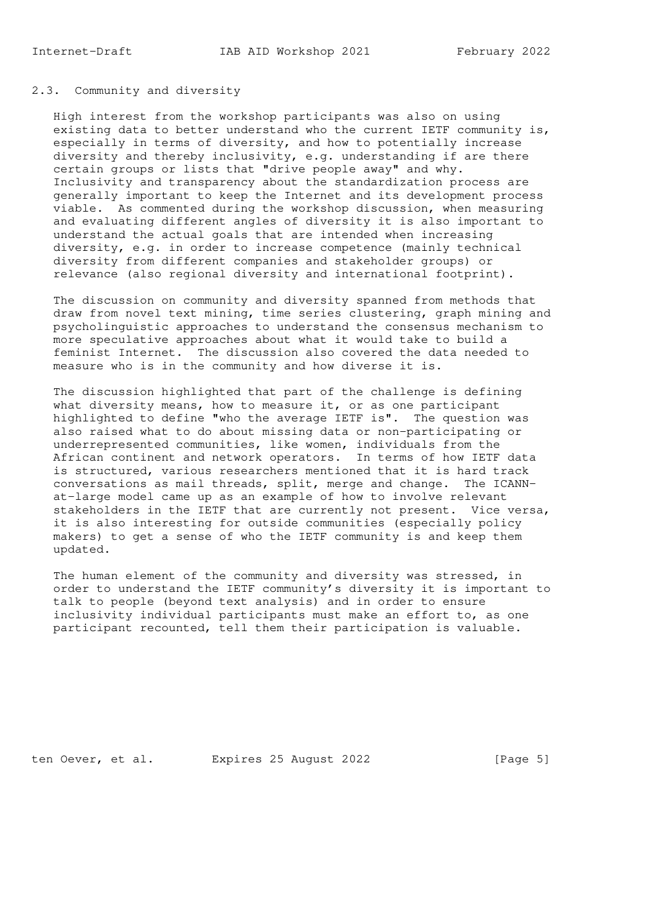## 2.3. Community and diversity

High interest from the workshop participants was also on using existing data to better understand who the current IETF community is, especially in terms of diversity, and how to potentially increase diversity and thereby inclusivity, e.g. understanding if are there certain groups or lists that "drive people away" and why. Inclusivity and transparency about the standardization process are generally important to keep the Internet and its development process viable. As commented during the workshop discussion, when measuring and evaluating different angles of diversity it is also important to understand the actual goals that are intended when increasing diversity, e.g. in order to increase competence (mainly technical diversity from different companies and stakeholder groups) or relevance (also regional diversity and international footprint).

The discussion on community and diversity spanned from methods that draw from novel text mining, time series clustering, graph mining and psycholinguistic approaches to understand the consensus mechanism to more speculative approaches about what it would take to build a feminist Internet. The discussion also covered the data needed to measure who is in the community and how diverse it is.

The discussion highlighted that part of the challenge is defining what diversity means, how to measure it, or as one participant highlighted to define "who the average IETF is". The question was also raised what to do about missing data or non-participating or underrepresented communities, like women, individuals from the African continent and network operators. In terms of how IETF data is structured, various researchers mentioned that it is hard track conversations as mail threads, split, merge and change. The ICANN-at-large model came up as an example of how to involve relevant stakeholders in the IETF that are currently not present. Vice versa, it is also interesting for outside communities (especially policy makers) to get a sense of who the IETF community is and keep them updated.

The human element of the community and diversity was stressed, in order to understand the IETF community's diversity it is important to talk to people (beyond text analysis) and in order to ensure inclusivity individual participants must make an effort to, as one participant recounted, tell them their participation is valuable.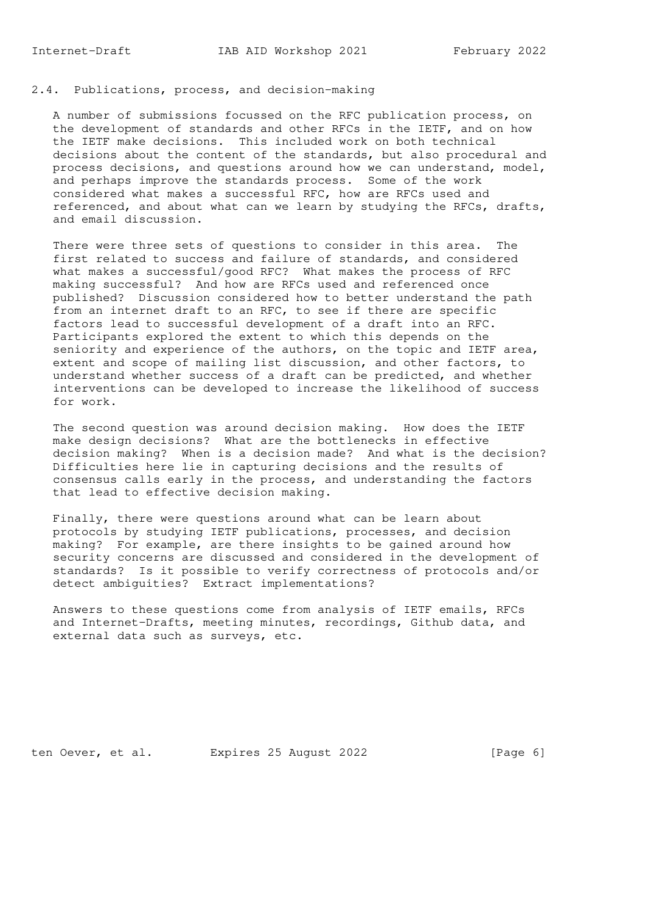### 2.4. Publications, process, and decision-making

A number of submissions focussed on the RFC publication process, on the development of standards and other RFCs in the IETF, and on how the IETF make decisions. This included work on both technical decisions about the content of the standards, but also procedural and process decisions, and questions around how we can understand, model, and perhaps improve the standards process. Some of the work considered what makes a successful RFC, how are RFCs used and referenced, and about what can we learn by studying the RFCs, drafts, and email discussion.

There were three sets of questions to consider in this area. The first related to success and failure of standards, and considered what makes a successful/good RFC? What makes the process of RFC making successful? And how are RFCs used and referenced once published? Discussion considered how to better understand the path from an internet draft to an RFC, to see if there are specific factors lead to successful development of a draft into an RFC. Participants explored the extent to which this depends on the seniority and experience of the authors, on the topic and IETF area, extent and scope of mailing list discussion, and other factors, to understand whether success of a draft can be predicted, and whether interventions can be developed to increase the likelihood of success for work.

The second question was around decision making. How does the IETF make design decisions? What are the bottlenecks in effective decision making? When is a decision made? And what is the decision? Difficulties here lie in capturing decisions and the results of consensus calls early in the process, and understanding the factors that lead to effective decision making.

Finally, there were questions around what can be learn about protocols by studying IETF publications, processes, and decision making? For example, are there insights to be gained around how security concerns are discussed and considered in the development of standards? Is it possible to verify correctness of protocols and/or detect ambiguities? Extract implementations?

Answers to these questions come from analysis of IETF emails, RFCs and Internet-Drafts, meeting minutes, recordings, Github data, and external data such as surveys, etc.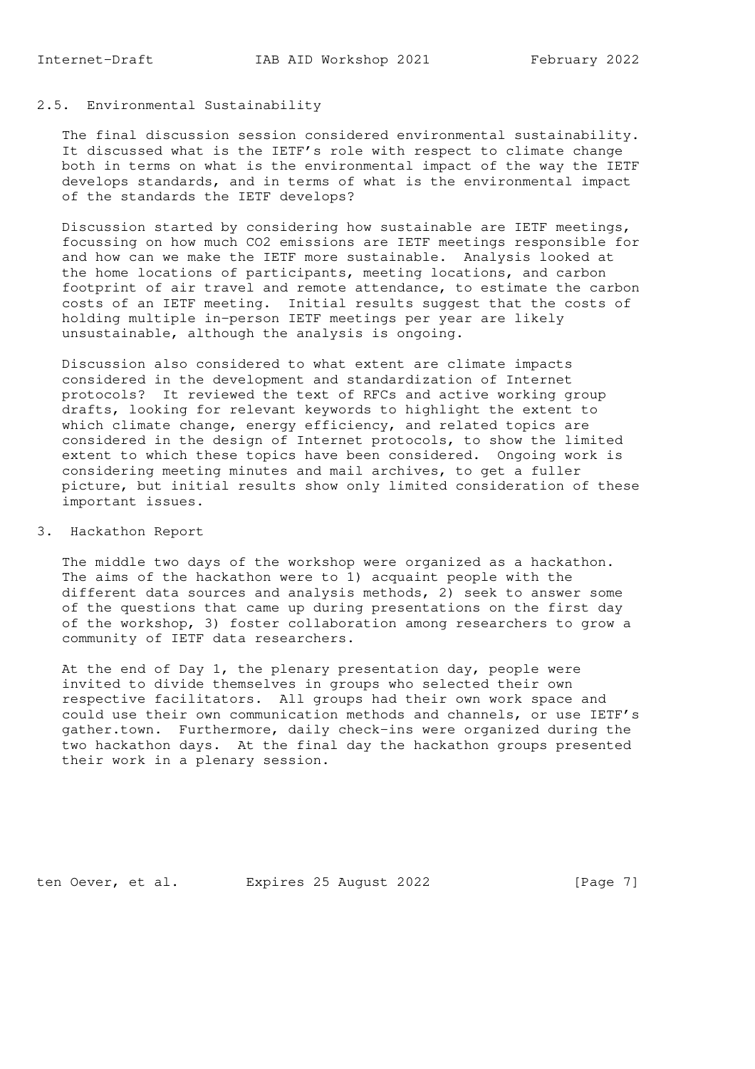## 2.5. Environmental Sustainability

The final discussion session considered environmental sustainability. It discussed what is the IETF's role with respect to climate change both in terms on what is the environmental impact of the way the IETF develops standards, and in terms of what is the environmental impact of the standards the IETF develops?

Discussion started by considering how sustainable are IETF meetings, focussing on how much $CO_2$ emissions are IETF meetings responsible for and how can we make the IETF more sustainable. Analysis looked at the home locations of participants, meeting locations, and carbon footprint of air travel and remote attendance, to estimate the carbon costs of an IETF meeting. Initial results suggest that the costs of holding multiple in-person IETF meetings per year are likely unsustainable, although the analysis is ongoing.

Discussion also considered to what extent are climate impacts considered in the development and standardization of Internet protocols? It reviewed the text of RFCs and active working group drafts, looking for relevant keywords to highlight the extent to which climate change, energy efficiency, and related topics are considered in the design of Internet protocols, to show the limited extent to which these topics have been considered. Ongoing work is considering meeting minutes and mail archives, to get a fuller picture, but initial results show only limited consideration of these important issues.

# 3. Hackathon Report

The middle two days of the workshop were organized as a hackathon. The aims of the hackathon were to 1) acquaint people with the different data sources and analysis methods, 2) seek to answer some of the questions that came up during presentations on the first day of the workshop, 3) foster collaboration among researchers to grow a community of IETF data researchers.

At the end of Day 1, the plenary presentation day, people were invited to divide themselves in groups who selected their own respective facilitators. All groups had their own work space and could use their own communication methods and channels, or use IETF's gather.town. Furthermore, daily check-ins were organized during the two hackathon days. At the final day the hackathon groups presented their work in a plenary session.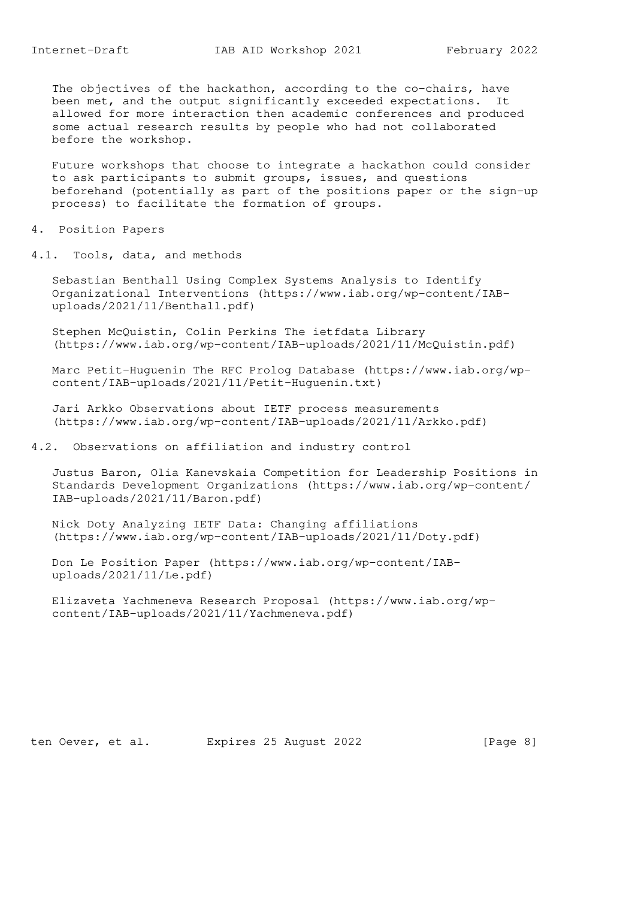The objectives of the hackathon, according to the co-chairs, have been met, and the output significantly exceeded expectations. It allowed for more interaction then academic conferences and produced some actual research results by people who had not collaborated before the workshop.

Future workshops that choose to integrate a hackathon could consider to ask participants to submit groups, issues, and questions beforehand (potentially as part of the positions paper or the sign-up process) to facilitate the formation of groups.

## 4. Position Papers

### 4.1. Tools, data, and methods

Sebastian Benthall Using Complex Systems Analysis to Identify Organizational Interventions (https://www.iab.org/wp-content/IAB-uploads/2021/11/Benthall.pdf)

Stephen McQuistin, Colin Perkins The ietfdata Library (https://www.iab.org/wp-content/IAB-uploads/2021/11/McQuistin.pdf)

Marc Petit-Huguenin The RFC Prolog Database (https://www.iab.org/wp-content/IAB-uploads/2021/11/Petit-Huguenin.txt)

Jari Arkko Observations about IETF process measurements (https://www.iab.org/wp-content/IAB-uploads/2021/11/Arkko.pdf)

### 4.2. Observations on affiliation and industry control

Justus Baron, Olia Kanevskaia Competition for Leadership Positions in Standards Development Organizations (https://www.iab.org/wp-content/IAB-uploads/2021/11/Baron.pdf)

Nick Doty Analyzing IETF Data: Changing affiliations (https://www.iab.org/wp-content/IAB-uploads/2021/11/Doty.pdf)

Don Le Position Paper (https://www.iab.org/wp-content/IAB-uploads/2021/11/Le.pdf)

Elizaveta Yachmeneva Research Proposal (https://www.iab.org/wp-content/IAB-uploads/2021/11/Yachmeneva.pdf)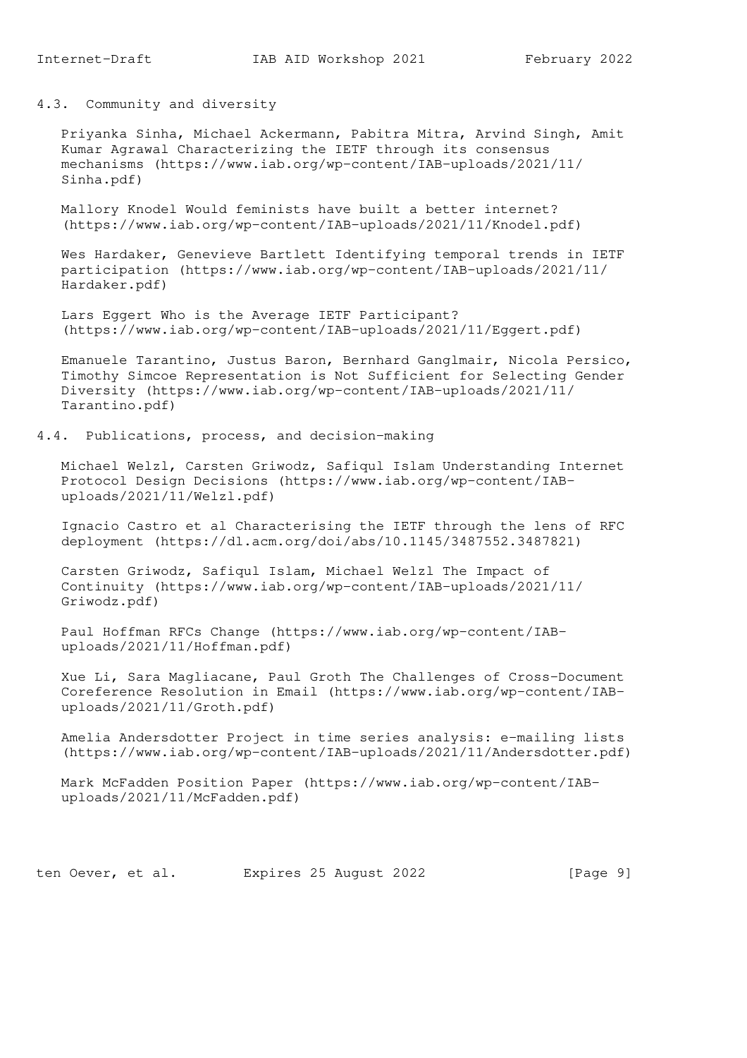## 4.3. Community and diversity

Priyanka Sinha, Michael Ackermann, Pabitra Mitra, Arvind Singh, Amit Kumar Agrawal Characterizing the IETF through its consensus mechanisms (https://www.iab.org/wp-content/IAB-uploads/2021/11/Sinha.pdf)

Mallory Knodel Would feminists have built a better internet? (https://www.iab.org/wp-content/IAB-uploads/2021/11/Knodel.pdf)

Wes Hardaker, Genevieve Bartlett Identifying temporal trends in IETF participation (https://www.iab.org/wp-content/IAB-uploads/2021/11/Hardaker.pdf)

Lars Eggert Who is the Average IETF Participant? (https://www.iab.org/wp-content/IAB-uploads/2021/11/Eggert.pdf)

Emanuele Tarantino, Justus Baron, Bernhard Ganglmair, Nicola Persico, Timothy Simcoe Representation is Not Sufficient for Selecting Gender Diversity (https://www.iab.org/wp-content/IAB-uploads/2021/11/Tarantino.pdf)

## 4.4. Publications, process, and decision-making

Michael Welzl, Carsten Griwodz, Safiqul Islam Understanding Internet Protocol Design Decisions (https://www.iab.org/wp-content/IAB-uploads/2021/11/Welzl.pdf)

Ignacio Castro et al Characterising the IETF through the lens of RFC deployment (https://dl.acm.org/doi/abs/10.1145/3487552.3487821)

Carsten Griwodz, Safiqul Islam, Michael Welzl The Impact of Continuity (https://www.iab.org/wp-content/IAB-uploads/2021/11/Griwodz.pdf)

Paul Hoffman RFCs Change (https://www.iab.org/wp-content/IAB-uploads/2021/11/Hoffman.pdf)

Xue Li, Sara Magliacane, Paul Groth The Challenges of Cross-Document Coreference Resolution in Email (https://www.iab.org/wp-content/IAB-uploads/2021/11/Groth.pdf)

Amelia Andersdotter Project in time series analysis: e-mailing lists (https://www.iab.org/wp-content/IAB-uploads/2021/11/Andersdotter.pdf)

Mark McFadden Position Paper (https://www.iab.org/wp-content/IAB-uploads/2021/11/McFadden.pdf)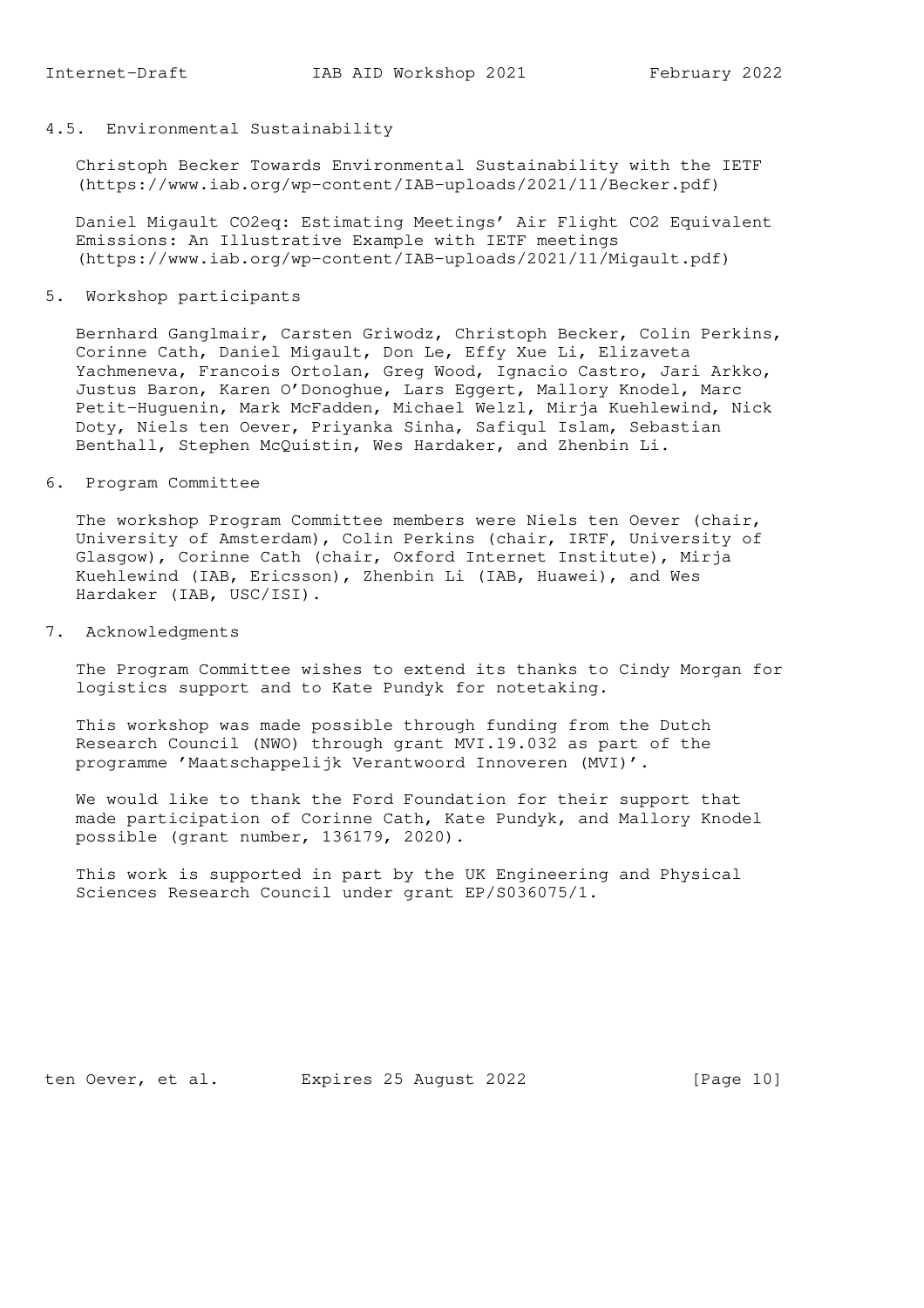### 4.5. Environmental Sustainability

Christoph Becker Towards Environmental Sustainability with the IETF (https://www.iab.org/wp-content/IAB-uploads/2021/11/Becker.pdf)

Daniel Migault CO2eq: Estimating Meetings' Air Flight CO2 Equivalent Emissions: An Illustrative Example with IETF meetings (https://www.iab.org/wp-content/IAB-uploads/2021/11/Migault.pdf)

## 5. Workshop participants

Bernhard Ganglmair, Carsten Griwodz, Christoph Becker, Colin Perkins, Corinne Cath, Daniel Migault, Don Le, Effy Xue Li, Elizaveta Yachmeneva, Francois Ortolan, Greg Wood, Ignacio Castro, Jari Arkko, Justus Baron, Karen O'Donoghue, Lars Eggert, Mallory Knodel, Marc Petit-Huguenin, Mark McFadden, Michael Welzl, Mirja Kuehlewind, Nick Doty, Niels ten Oever, Priyanka Sinha, Safiqul Islam, Sebastian Benthall, Stephen McQuistin, Wes Hardaker, and Zhenbin Li.

## 6. Program Committee

The workshop Program Committee members were Niels ten Oever (chair, University of Amsterdam), Colin Perkins (chair, IRTF, University of Glasgow), Corinne Cath (chair, Oxford Internet Institute), Mirja Kuehlewind (IAB, Ericsson), Zhenbin Li (IAB, Huawei), and Wes Hardaker (IAB, USC/ISI).

## 7. Acknowledgments

The Program Committee wishes to extend its thanks to Cindy Morgan for logistics support and to Kate Pundyk for notetaking.

This workshop was made possible through funding from the Dutch Research Council (NWO) through grant MVI.19.032 as part of the programme 'Maatschappelijk Verantwoord Innoveren (MVI)'.

We would like to thank the Ford Foundation for their support that made participation of Corinne Cath, Kate Pundyk, and Mallory Knodel possible (grant number, 136179, 2020).

This work is supported in part by the UK Engineering and Physical Sciences Research Council under grant EP/S036075/1.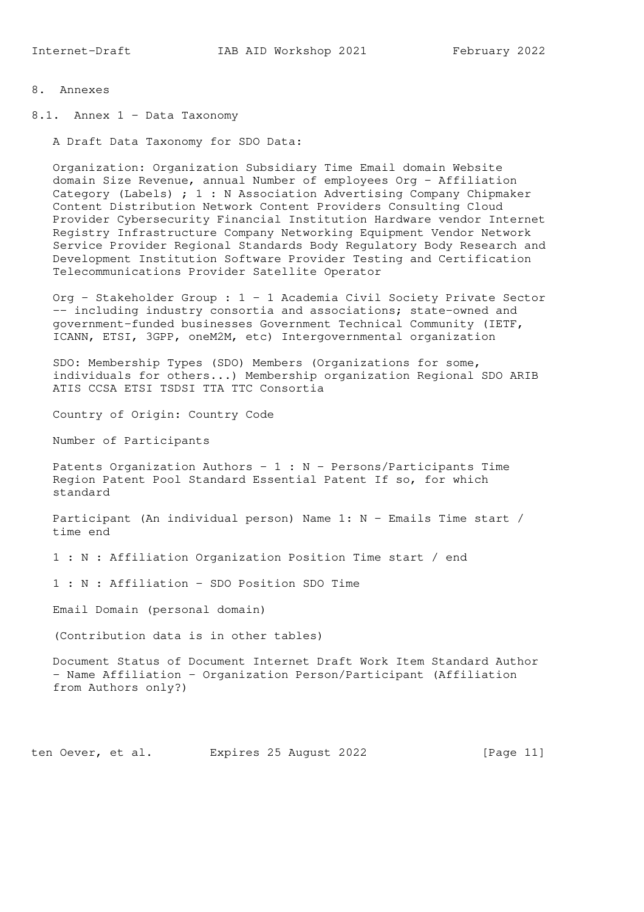# 8. Annexes

## 8.1. Annex 1 - Data Taxonomy

A Draft Data Taxonomy for SDO Data:

Organization: Organization Subsidiary Time Email domain Website domain Size Revenue, annual Number of employees Org - Affiliation Category (Labels) ; 1 : N Association Advertising Company Chipmaker Content Distribution Network Content Providers Consulting Cloud Provider Cybersecurity Financial Institution Hardware vendor Internet Registry Infrastructure Company Networking Equipment Vendor Network Service Provider Regional Standards Body Regulatory Body Research and Development Institution Software Provider Testing and Certification Telecommunications Provider Satellite Operator

Org - Stakeholder Group : 1 - 1 Academia Civil Society Private Sector -- including industry consortia and associations; state-owned and government-funded businesses Government Technical Community (IETF, ICANN, ETSI, 3GPP, oneM2M, etc) Intergovernmental organization

SDO: Membership Types (SDO) Members (Organizations for some, individuals for others...) Membership organization Regional SDO ARIB ATIS CCSA ETSI TSDSI TTA TTC Consortia

Country of Origin: Country Code

Number of Participants

Patents Organization Authors - 1 : N - Persons/Participants Time Region Patent Pool Standard Essential Patent If so, for which standard

Participant (An individual person) Name 1: N - Emails Time start / time end

1 : N : Affiliation Organization Position Time start / end

1 : N : Affiliation - SDO Position SDO Time

Email Domain (personal domain)

(Contribution data is in other tables)

Document Status of Document Internet Draft Work Item Standard Author - Name Affiliation - Organization Person/Participant (Affiliation from Authors only?)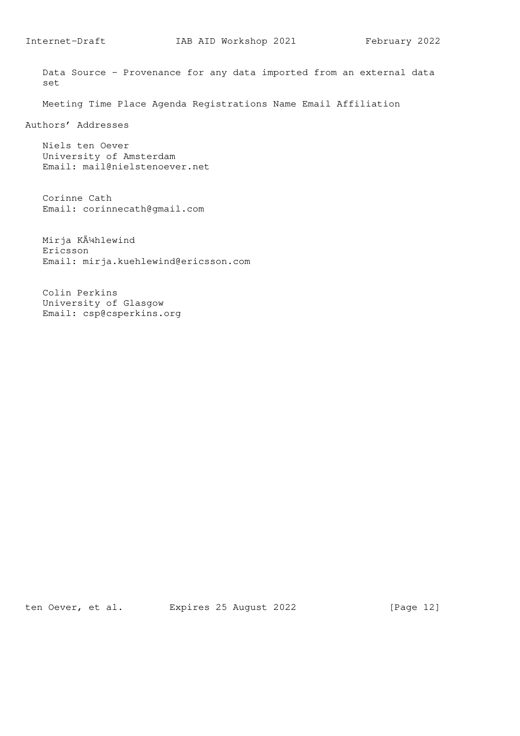Data Source - Provenance for any data imported from an external data set

Meeting Time Place Agenda Registrations Name Email Affiliation

## Authors' Addresses

Niels ten Oever
University of Amsterdam
Email: mail@nielstenoever.net

Corinne Cath
Email: corinnecath@gmail.com

Mirja KÃ¼hlewind
Ericsson
Email: mirja.kuehlewind@ericsson.com

Colin Perkins
University of Glasgow
Email: csp@csperkins.org